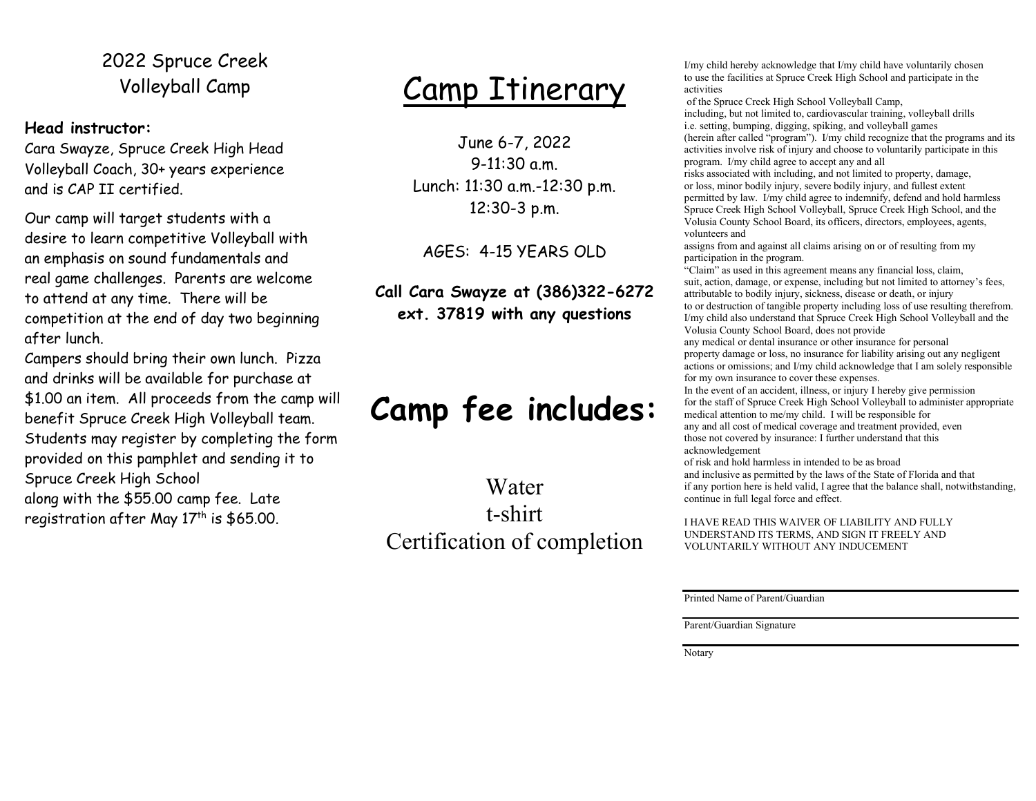# 2022 Spruce Creek Volleyball Camp

**Head instructor:**
Cara Swayze, Spruce Creek High Head Volleyball Coach, 30+ years experience and is CAP II certified.

Our camp will target students with a desire to learn competitive Volleyball with an emphasis on sound fundamentals and real game challenges. Parents are welcome to attend at any time. There will be competition at the end of day two beginning after lunch.

Campers should bring their own lunch. Pizza and drinks will be available for purchase at $1.00 an item. All proceeds from the camp will benefit Spruce Creek High Volleyball team. Students may register by completing the form provided on this pamphlet and sending it to Spruce Creek High School along with the $55.00 camp fee. Late registration after May 17th is $65.00.

# Camp Itinerary

June 6-7, 2022
9-11:30 a.m.
Lunch: 11:30 a.m.-12:30 p.m.
12:30-3 p.m.

AGES: 4-15 YEARS OLD

**Call Cara Swayze at (386)322-6272 ext. 37819 with any questions**

# Camp fee includes:

Water
t-shirt
Certification of completion

I/my child hereby acknowledge that I/my child have voluntarily chosen to use the facilities at Spruce Creek High School and participate in the activities of the Spruce Creek High School Volleyball Camp, including, but not limited to, cardiovascular training, volleyball drills i.e. setting, bumping, digging, spiking, and volleyball games (herein after called "program"). I/my child recognize that the programs and its activities involve risk of injury and choose to voluntarily participate in this program. I/my child agree to accept any and all risks associated with including, and not limited to property, damage, or loss, minor bodily injury, severe bodily injury, and fullest extent permitted by law. I/my child agree to indemnify, defend and hold harmless Spruce Creek High School Volleyball, Spruce Creek High School, and the Volusia County School Board, its officers, directors, employees, agents, volunteers and assigns from and against all claims arising on or of resulting from my participation in the program.
"Claim" as used in this agreement means any financial loss, claim, suit, action, damage, or expense, including but not limited to attorney's fees, attributable to bodily injury, sickness, disease or death, or injury to or destruction of tangible property including loss of use resulting therefrom.
I/my child also understand that Spruce Creek High School Volleyball and the Volusia County School Board, does not provide any medical or dental insurance or other insurance for personal property damage or loss, no insurance for liability arising out any negligent actions or omissions; and I/my child acknowledge that I am solely responsible for my own insurance to cover these expenses.
In the event of an accident, illness, or injury I hereby give permission for the staff of Spruce Creek High School Volleyball to administer appropriate medical attention to me/my child. I will be responsible for any and all cost of medical coverage and treatment provided, even those not covered by insurance: I further understand that this acknowledgement of risk and hold harmless in intended to be as broad and inclusive as permitted by the laws of the State of Florida and that if any portion here is held valid, I agree that the balance shall, notwithstanding, continue in full legal force and effect.

I HAVE READ THIS WAIVER OF LIABILITY AND FULLY UNDERSTAND ITS TERMS, AND SIGN IT FREELY AND VOLUNTARILY WITHOUT ANY INDUCEMENT

______________________________
Printed Name of Parent/Guardian

______________________________
Parent/Guardian Signature

______________________________
Notary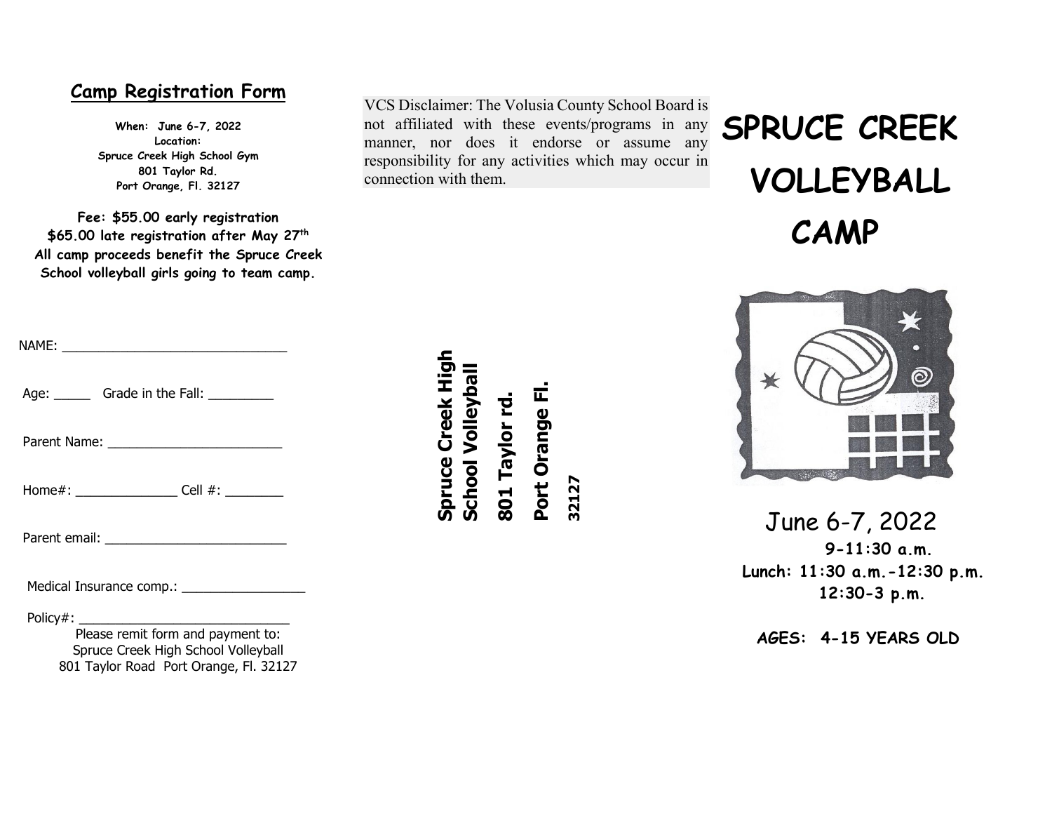## Camp Registration Form

**When: June 6-7, 2022**
**Location:**
**Spruce Creek High School Gym**
**801 Taylor Rd.**
**Port Orange, Fl. 32127**

**Fee: $55.00 early registration**
**$65.00 late registration after May 27th**
**All camp proceeds benefit the Spruce Creek School volleyball girls going to team camp.**

NAME: ______________________________

Age: _____ Grade in the Fall: _________

Parent Name: _______________________

Home#: _____________ Cell #: ________

Parent email: ________________________

Medical Insurance comp.: ________________

Policy#: ____________________________

Please remit form and payment to:
Spruce Creek High School Volleyball
801 Taylor Road Port Orange, Fl. 32127

VCS Disclaimer: The Volusia County School Board is not affiliated with these events/programs in any manner, nor does it endorse or assume any responsibility for any activities which may occur in connection with them.

**Spruce Creek High School Volleyball**
**801 Taylor rd.**
**Port Orange Fl.**
**32127**

# SPRUCE CREEK VOLLEYBALL CAMP

June 6-7, 2022
**9-11:30 a.m.**
**Lunch: 11:30 a.m.-12:30 p.m.**
**12:30-3 p.m.**

**AGES: 4-15 YEARS OLD**